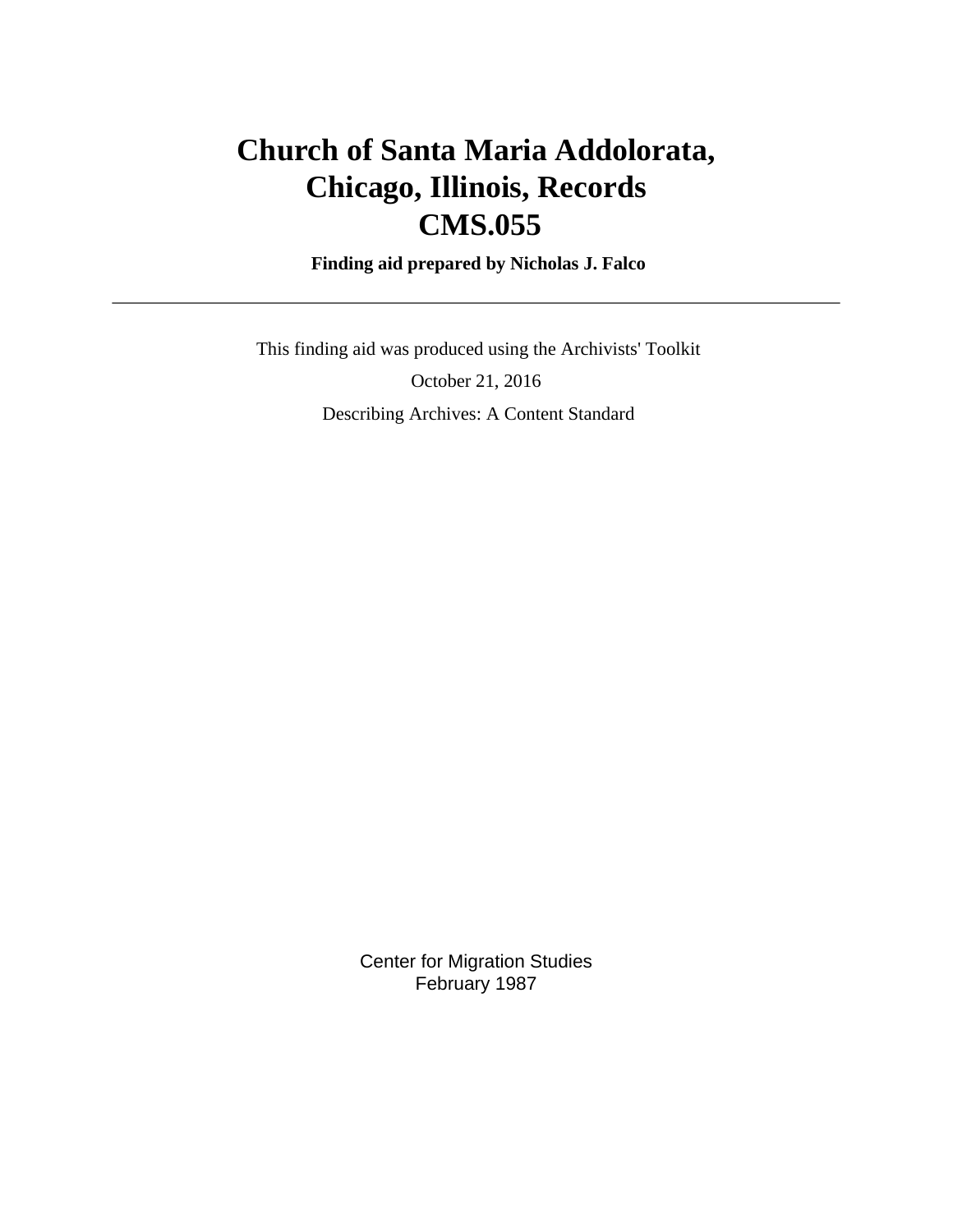# Church of Santa Maria Addolorata, Chicago, Illinois, Records CMS.055

**Finding aid prepared by Nicholas J. Falco**

---

This finding aid was produced using the Archivists' Toolkit

October 21, 2016

Describing Archives: A Content Standard

Center for Migration Studies
February 1987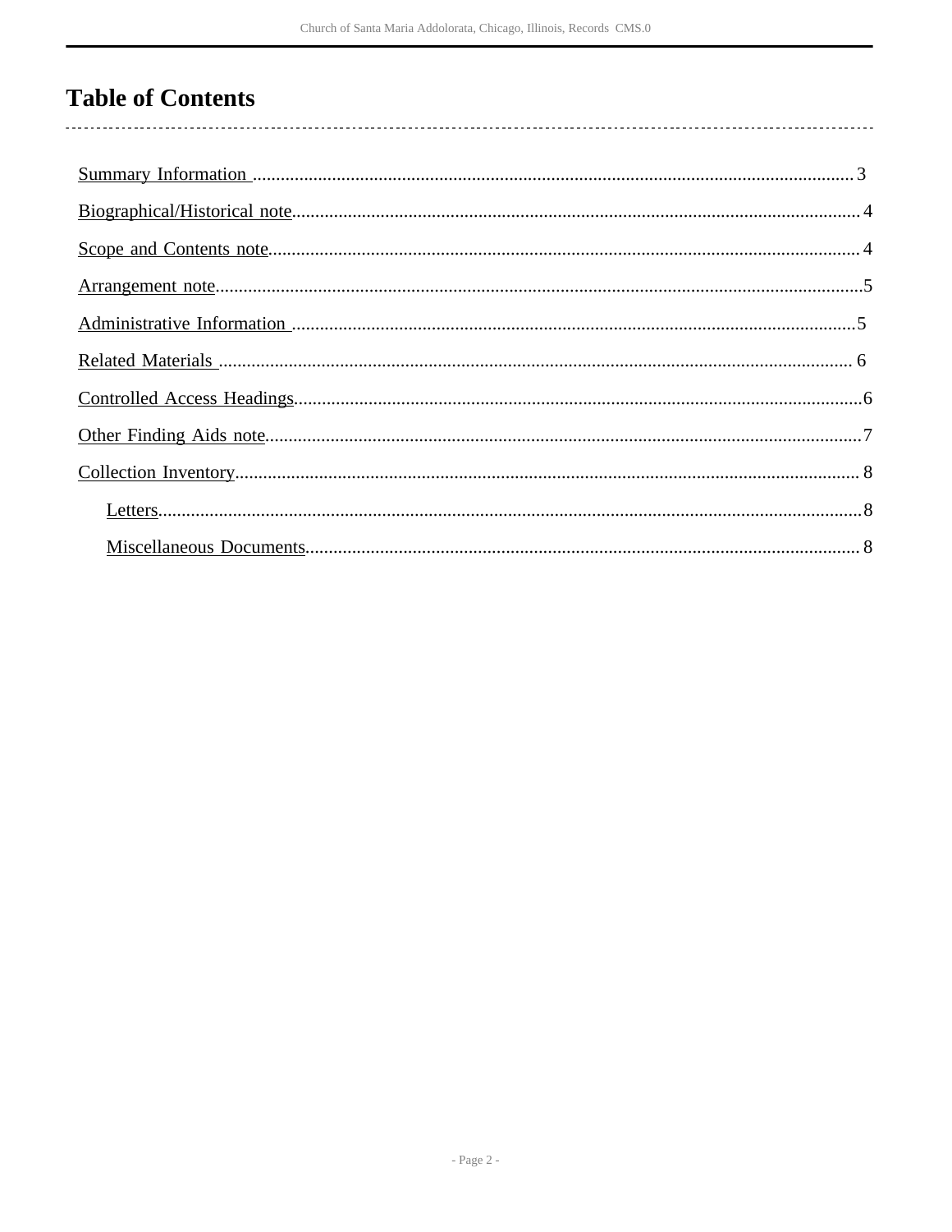# Table of Contents

- Summary Information ... 3
- Biographical/Historical note ... 4
- Scope and Contents note ... 4
- Arrangement note ... 5
- Administrative Information ... 5
- Related Materials ... 6
- Controlled Access Headings ... 6
- Other Finding Aids note ... 7
- Collection Inventory ... 8
    - Letters ... 8
    - Miscellaneous Documents ... 8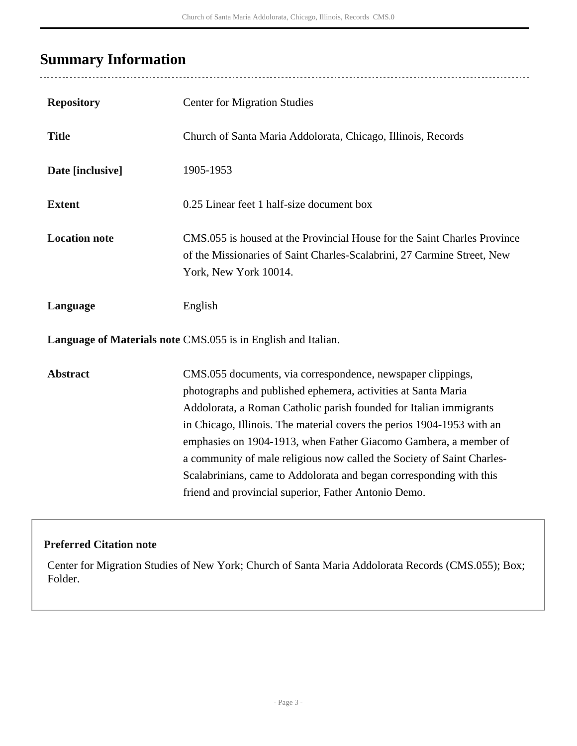## Summary Information

| | |
|---|---|
| **Repository** | Center for Migration Studies |
| **Title** | Church of Santa Maria Addolorata, Chicago, Illinois, Records |
| **Date [inclusive]** | 1905-1953 |
| **Extent** | 0.25 Linear feet 1 half-size document box |
| **Location note** | CMS.055 is housed at the Provincial House for the Saint Charles Province of the Missionaries of Saint Charles-Scalabrini, 27 Carmine Street, New York, New York 10014. |
| **Language** | English |
| **Language of Materials note** | CMS.055 is in English and Italian. |
| **Abstract** | CMS.055 documents, via correspondence, newspaper clippings, photographs and published ephemera, activities at Santa Maria Addolorata, a Roman Catholic parish founded for Italian immigrants in Chicago, Illinois. The material covers the perios 1904-1953 with an emphasies on 1904-1913, when Father Giacomo Gambera, a member of a community of male religious now called the Society of Saint Charles-Scalabrinians, came to Addolorata and began corresponding with this friend and provincial superior, Father Antonio Demo. |

**Preferred Citation note**

Center for Migration Studies of New York; Church of Santa Maria Addolorata Records (CMS.055); Box; Folder.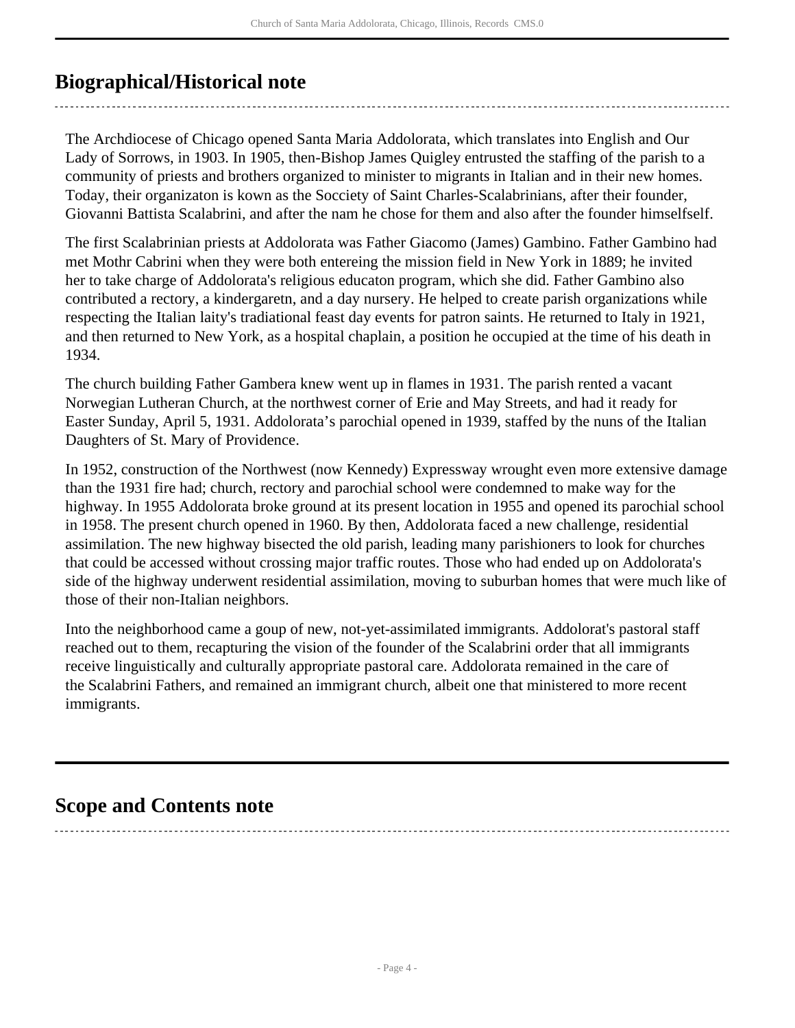## Biographical/Historical note

The Archdiocese of Chicago opened Santa Maria Addolorata, which translates into English and Our Lady of Sorrows, in 1903. In 1905, then-Bishop James Quigley entrusted the staffing of the parish to a community of priests and brothers organized to minister to migrants in Italian and in their new homes. Today, their organizaton is kown as the Socciety of Saint Charles-Scalabrinians, after their founder, Giovanni Battista Scalabrini, and after the nam he chose for them and also after the founder himselfself.

The first Scalabrinian priests at Addolorata was Father Giacomo (James) Gambino. Father Gambino had met Mothr Cabrini when they were both entereing the mission field in New York in 1889; he invited her to take charge of Addolorata's religious educaton program, which she did. Father Gambino also contributed a rectory, a kindergaretn, and a day nursery. He helped to create parish organizations while respecting the Italian laity's tradiational feast day events for patron saints. He returned to Italy in 1921, and then returned to New York, as a hospital chaplain, a position he occupied at the time of his death in 1934.

The church building Father Gambera knew went up in flames in 1931. The parish rented a vacant Norwegian Lutheran Church, at the northwest corner of Erie and May Streets, and had it ready for Easter Sunday, April 5, 1931. Addolorata's parochial opened in 1939, staffed by the nuns of the Italian Daughters of St. Mary of Providence.

In 1952, construction of the Northwest (now Kennedy) Expressway wrought even more extensive damage than the 1931 fire had; church, rectory and parochial school were condemned to make way for the highway. In 1955 Addolorata broke ground at its present location in 1955 and opened its parochial school in 1958. The present church opened in 1960. By then, Addolorata faced a new challenge, residential assimilation. The new highway bisected the old parish, leading many parishioners to look for churches that could be accessed without crossing major traffic routes. Those who had ended up on Addolorata's side of the highway underwent residential assimilation, moving to suburban homes that were much like of those of their non-Italian neighbors.

Into the neighborhood came a goup of new, not-yet-assimilated immigrants. Addolorat's pastoral staff reached out to them, recapturing the vision of the founder of the Scalabrini order that all immigrants receive linguistically and culturally appropriate pastoral care. Addolorata remained in the care of the Scalabrini Fathers, and remained an immigrant church, albeit one that ministered to more recent immigrants.

## Scope and Contents note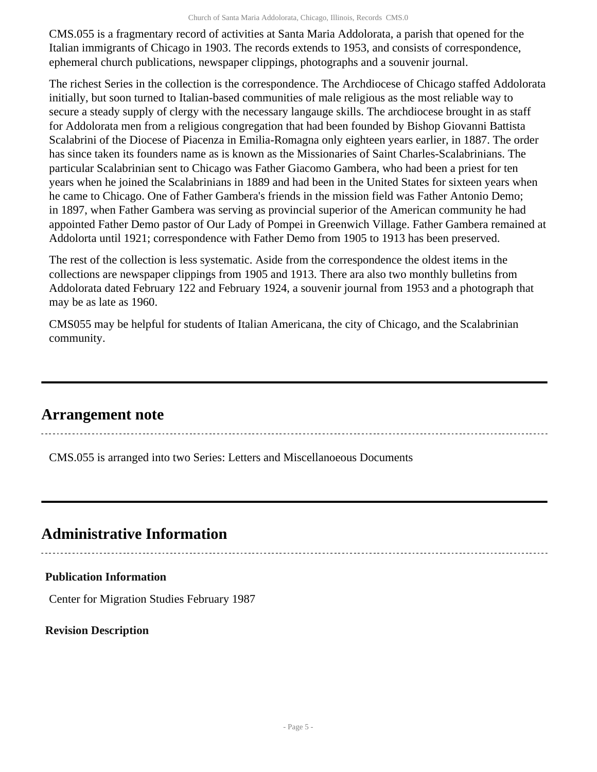CMS.055 is a fragmentary record of activities at Santa Maria Addolorata, a parish that opened for the Italian immigrants of Chicago in 1903. The records extends to 1953, and consists of correspondence, ephemeral church publications, newspaper clippings, photographs and a souvenir journal.

The richest Series in the collection is the correspondence. The Archdiocese of Chicago staffed Addolorata initially, but soon turned to Italian-based communities of male religious as the most reliable way to secure a steady supply of clergy with the necessary langauge skills. The archdiocese brought in as staff for Addolorata men from a religious congregation that had been founded by Bishop Giovanni Battista Scalabrini of the Diocese of Piacenza in Emilia-Romagna only eighteen years earlier, in 1887. The order has since taken its founders name as is known as the Missionaries of Saint Charles-Scalabrinians. The particular Scalabrinian sent to Chicago was Father Giacomo Gambera, who had been a priest for ten years when he joined the Scalabrinians in 1889 and had been in the United States for sixteen years when he came to Chicago. One of Father Gambera's friends in the mission field was Father Antonio Demo; in 1897, when Father Gambera was serving as provincial superior of the American community he had appointed Father Demo pastor of Our Lady of Pompei in Greenwich Village. Father Gambera remained at Addolorta until 1921; correspondence with Father Demo from 1905 to 1913 has been preserved.

The rest of the collection is less systematic. Aside from the correspondence the oldest items in the collections are newspaper clippings from 1905 and 1913. There ara also two monthly bulletins from Addolorata dated February 122 and February 1924, a souvenir journal from 1953 and a photograph that may be as late as 1960.

CMS055 may be helpful for students of Italian Americana, the city of Chicago, and the Scalabrinian community.

## Arrangement note

CMS.055 is arranged into two Series: Letters and Miscellanoeous Documents

## Administrative Information

### Publication Information

Center for Migration Studies February 1987

### Revision Description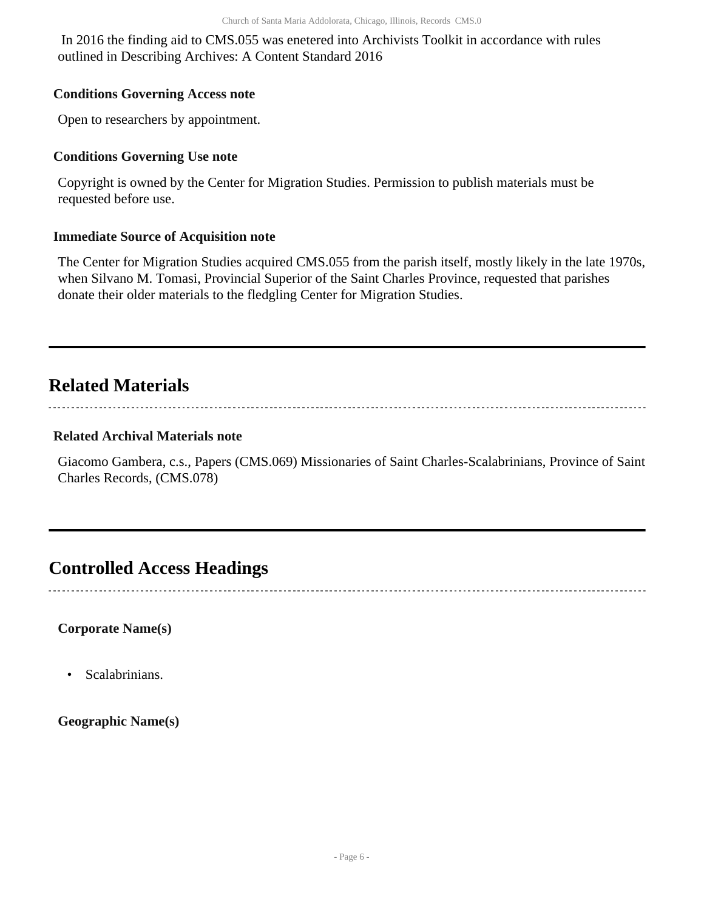In 2016 the finding aid to CMS.055 was enetered into Archivists Toolkit in accordance with rules outlined in Describing Archives: A Content Standard 2016

### Conditions Governing Access note

Open to researchers by appointment.

### Conditions Governing Use note

Copyright is owned by the Center for Migration Studies. Permission to publish materials must be requested before use.

### Immediate Source of Acquisition note

The Center for Migration Studies acquired CMS.055 from the parish itself, mostly likely in the late 1970s, when Silvano M. Tomasi, Provincial Superior of the Saint Charles Province, requested that parishes donate their older materials to the fledgling Center for Migration Studies.

## Related Materials

### Related Archival Materials note

Giacomo Gambera, c.s., Papers (CMS.069) Missionaries of Saint Charles-Scalabrinians, Province of Saint Charles Records, (CMS.078)

## Controlled Access Headings

**Corporate Name(s)**

- Scalabrinians.

**Geographic Name(s)**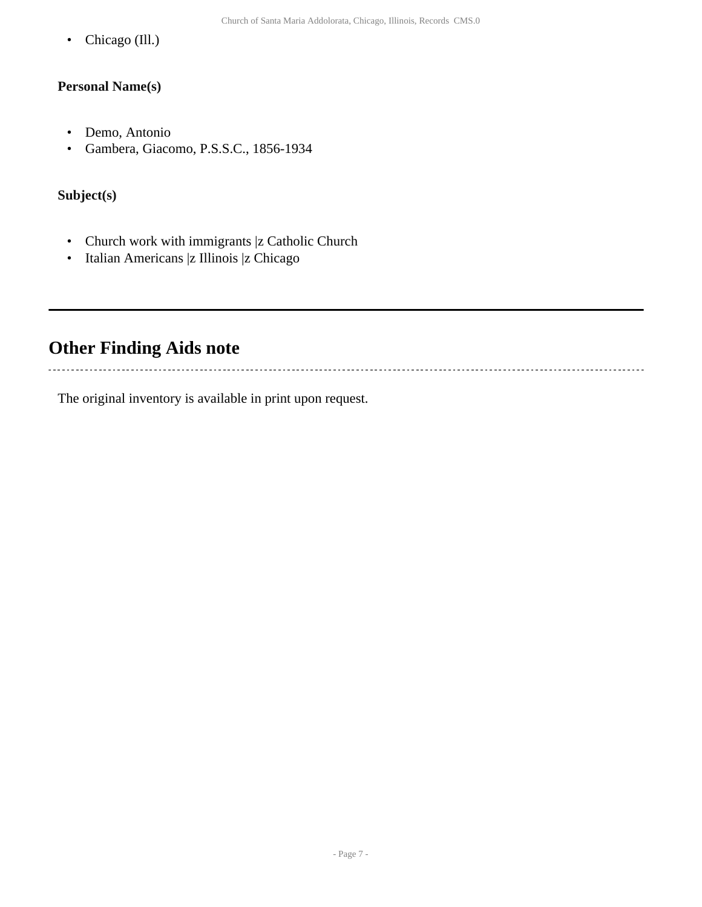- Chicago (Ill.)

### Personal Name(s)

- Demo, Antonio
- Gambera, Giacomo, P.S.S.C., 1856-1934

### Subject(s)

- Church work with immigrants |z Catholic Church
- Italian Americans |z Illinois |z Chicago

---

## Other Finding Aids note

The original inventory is available in print upon request.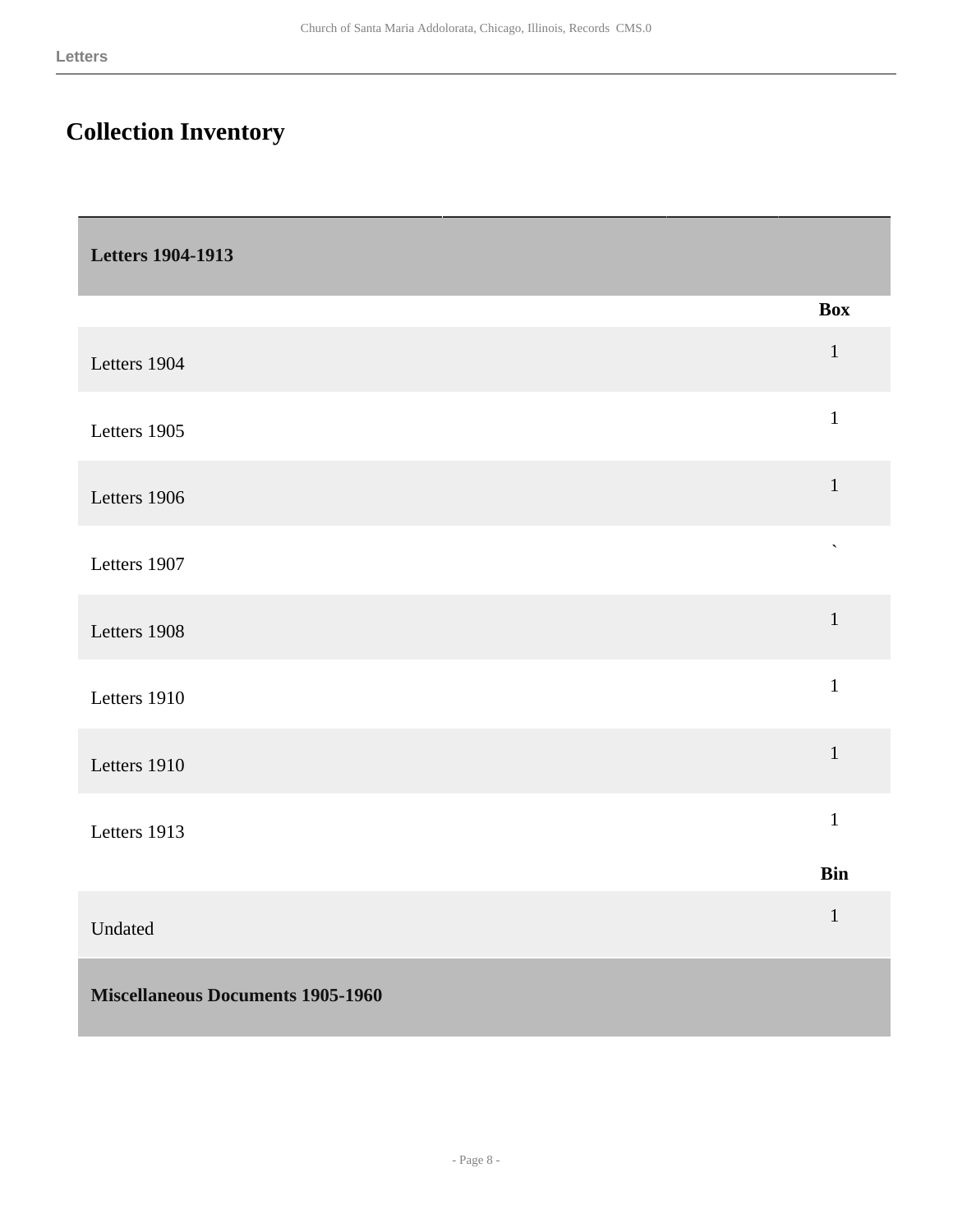## Collection Inventory

| Letters 1904-1913 | |
|---|---|
| | **Box** |
| Letters 1904 | 1 |
| Letters 1905 | 1 |
| Letters 1906 | 1 |
| Letters 1907 | ` |
| Letters 1908 | 1 |
| Letters 1910 | 1 |
| Letters 1910 | 1 |
| Letters 1913 | 1 |
| | **Bin** |
| Undated | 1 |
| **Miscellaneous Documents 1905-1960** | |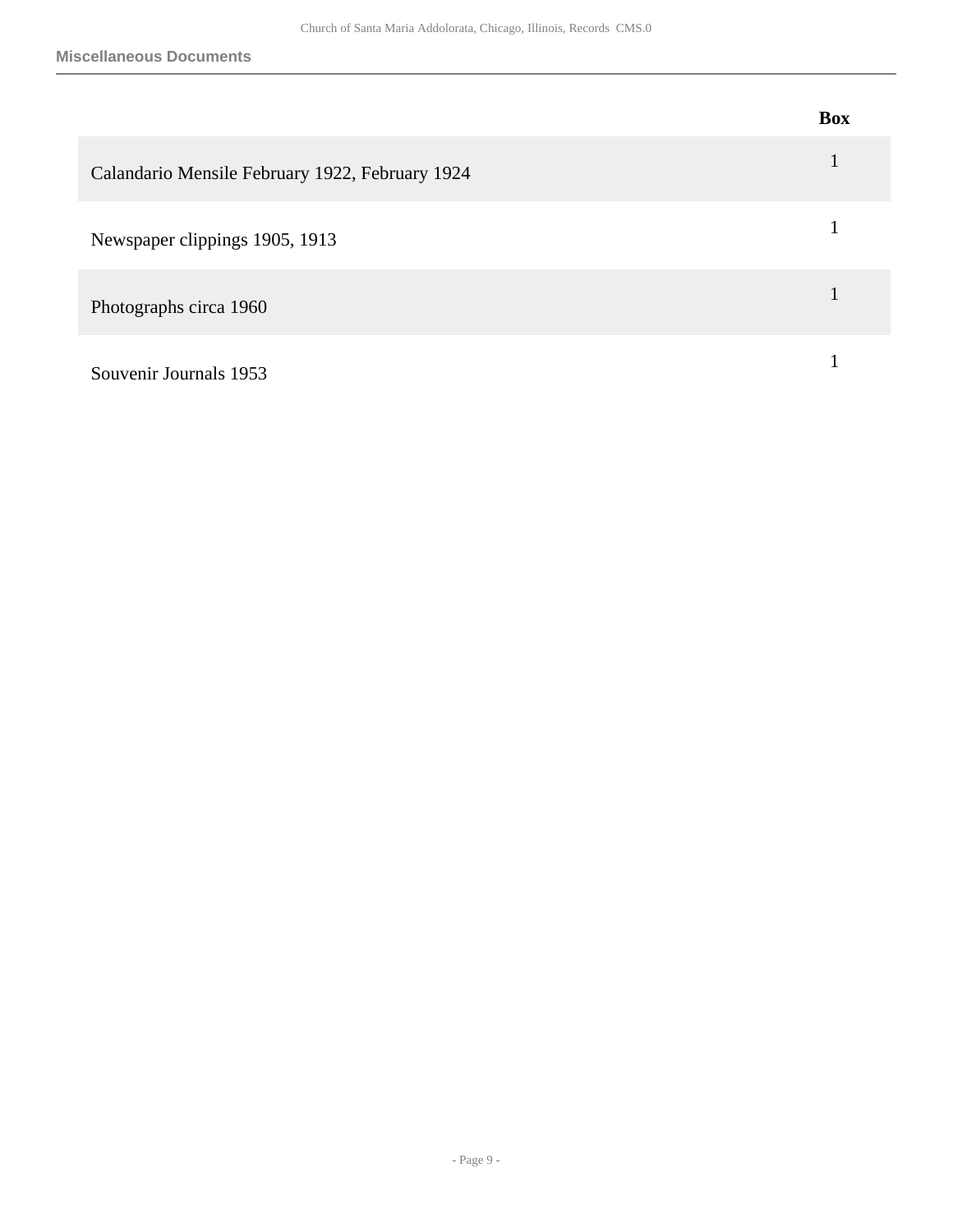| | Box |
|---|---|
| Calandario Mensile February 1922, February 1924 | 1 |
| Newspaper clippings 1905, 1913 | 1 |
| Photographs circa 1960 | 1 |
| Souvenir Journals 1953 | 1 |